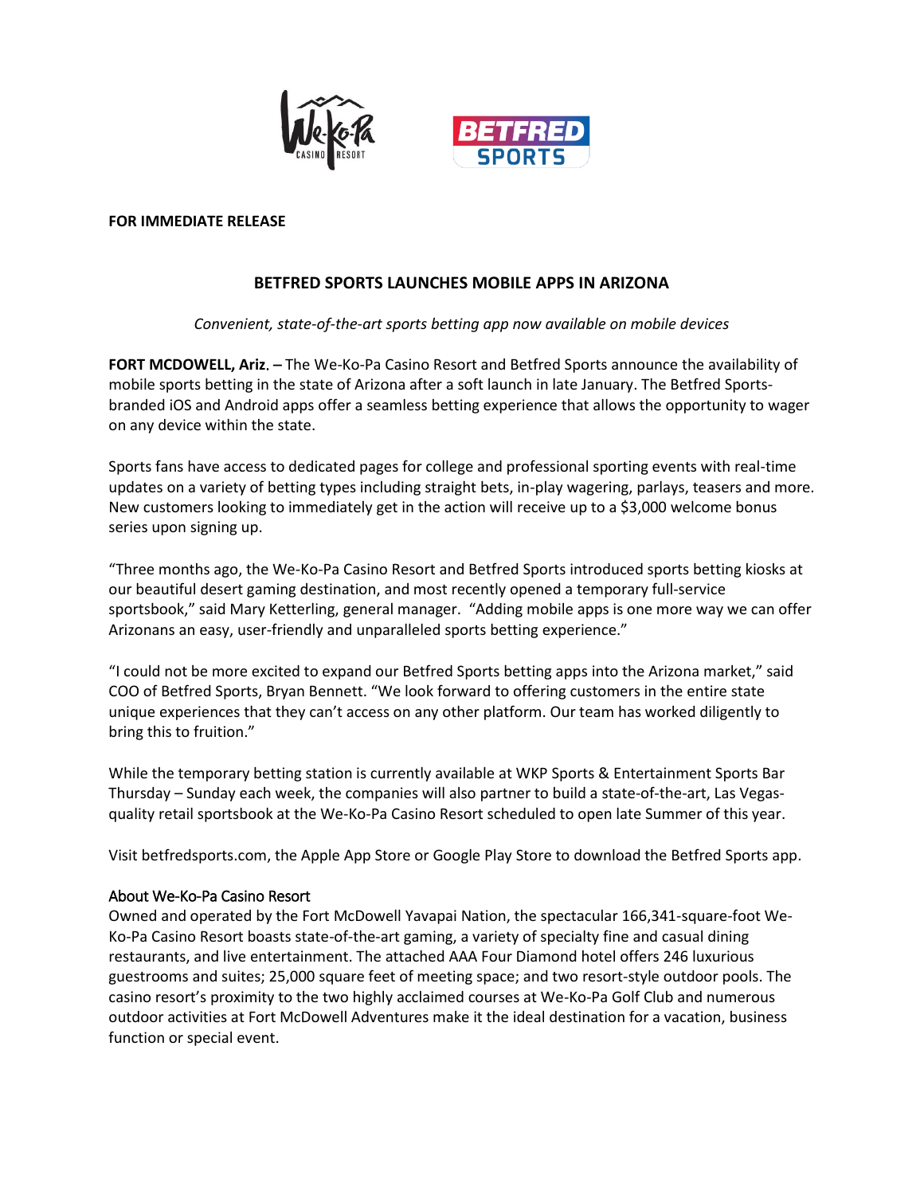**FOR IMMEDIATE RELEASE**

# BETFRED SPORTS LAUNCHES MOBILE APPS IN ARIZONA

*Convenient, state-of-the-art sports betting app now available on mobile devices*

**FORT MCDOWELL, Ariz. –** The We-Ko-Pa Casino Resort and Betfred Sports announce the availability of mobile sports betting in the state of Arizona after a soft launch in late January. The Betfred Sports-branded iOS and Android apps offer a seamless betting experience that allows the opportunity to wager on any device within the state.

Sports fans have access to dedicated pages for college and professional sporting events with real-time updates on a variety of betting types including straight bets, in-play wagering, parlays, teasers and more. New customers looking to immediately get in the action will receive up to a $3,000 welcome bonus series upon signing up.

"Three months ago, the We-Ko-Pa Casino Resort and Betfred Sports introduced sports betting kiosks at our beautiful desert gaming destination, and most recently opened a temporary full-service sportsbook," said Mary Ketterling, general manager. "Adding mobile apps is one more way we can offer Arizonans an easy, user-friendly and unparalleled sports betting experience."

"I could not be more excited to expand our Betfred Sports betting apps into the Arizona market," said COO of Betfred Sports, Bryan Bennett. "We look forward to offering customers in the entire state unique experiences that they can't access on any other platform. Our team has worked diligently to bring this to fruition."

While the temporary betting station is currently available at WKP Sports & Entertainment Sports Bar Thursday – Sunday each week, the companies will also partner to build a state-of-the-art, Las Vegas-quality retail sportsbook at the We-Ko-Pa Casino Resort scheduled to open late Summer of this year.

Visit betfredsports.com, the Apple App Store or Google Play Store to download the Betfred Sports app.

## About We-Ko-Pa Casino Resort

Owned and operated by the Fort McDowell Yavapai Nation, the spectacular 166,341-square-foot We-Ko-Pa Casino Resort boasts state-of-the-art gaming, a variety of specialty fine and casual dining restaurants, and live entertainment. The attached AAA Four Diamond hotel offers 246 luxurious guestrooms and suites; 25,000 square feet of meeting space; and two resort-style outdoor pools. The casino resort's proximity to the two highly acclaimed courses at We-Ko-Pa Golf Club and numerous outdoor activities at Fort McDowell Adventures make it the ideal destination for a vacation, business function or special event.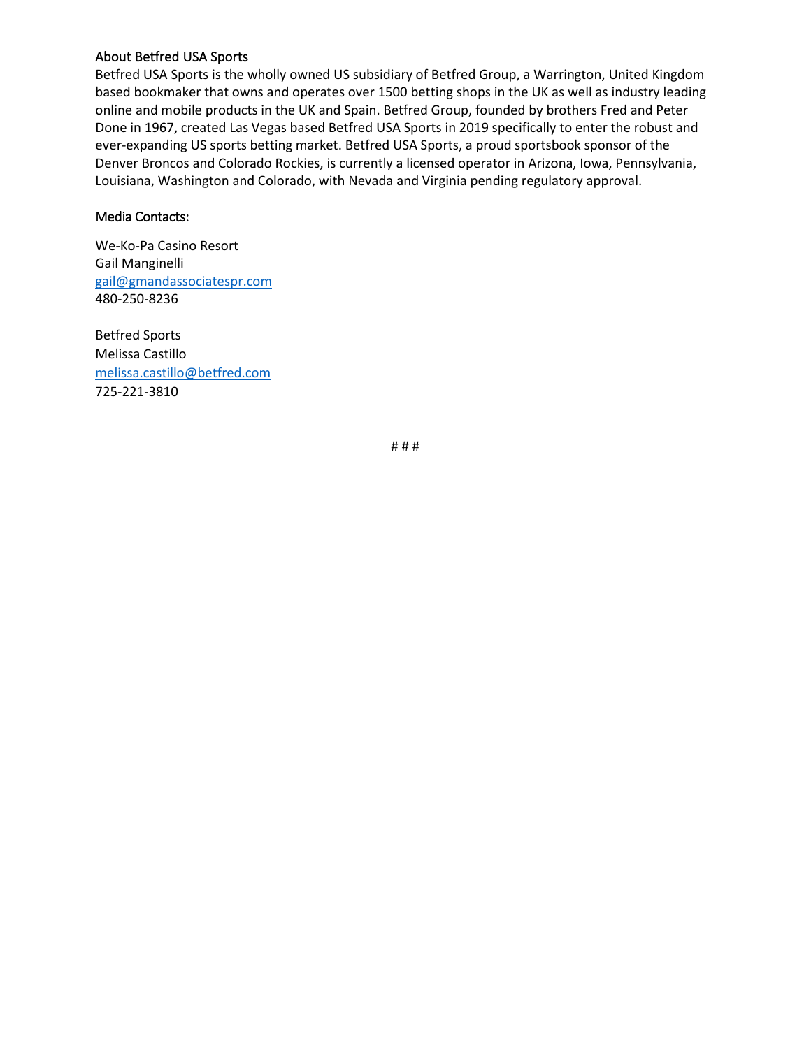## About Betfred USA Sports

Betfred USA Sports is the wholly owned US subsidiary of Betfred Group, a Warrington, United Kingdom based bookmaker that owns and operates over 1500 betting shops in the UK as well as industry leading online and mobile products in the UK and Spain. Betfred Group, founded by brothers Fred and Peter Done in 1967, created Las Vegas based Betfred USA Sports in 2019 specifically to enter the robust and ever-expanding US sports betting market. Betfred USA Sports, a proud sportsbook sponsor of the Denver Broncos and Colorado Rockies, is currently a licensed operator in Arizona, Iowa, Pennsylvania, Louisiana, Washington and Colorado, with Nevada and Virginia pending regulatory approval.

## Media Contacts:

We-Ko-Pa Casino Resort
Gail Manginelli
gail@gmandassociatespr.com
480-250-8236

Betfred Sports
Melissa Castillo
melissa.castillo@betfred.com
725-221-3810

# # #